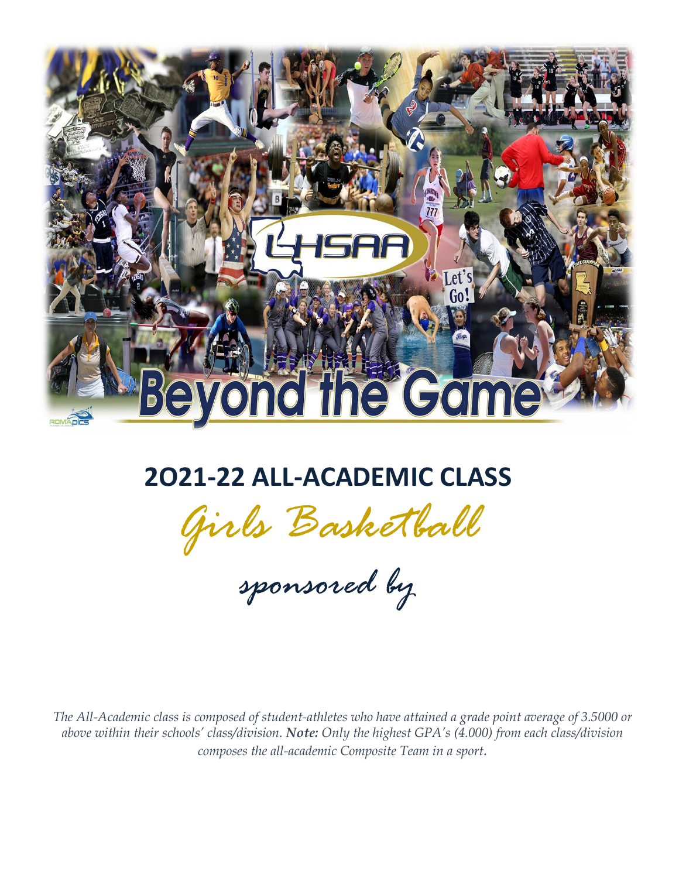# 2O21-22 ALL-ACADEMIC CLASS

## *Girls Basketball*

*sponsored by*

*The All-Academic class is composed of student-athletes who have attained a grade point average of 3.5000 or above within their schools' class/division. **Note:** Only the highest GPA's (4.000) from each class/division composes the all-academic Composite Team in a sport.*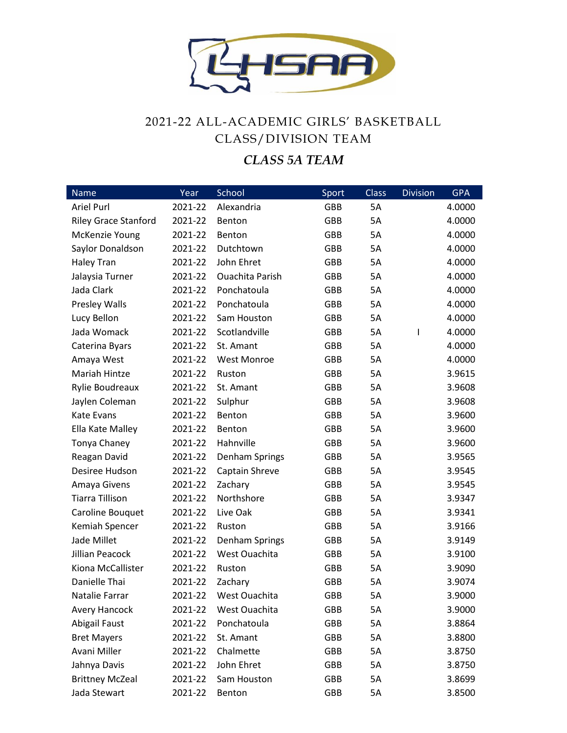# 2021-22 ALL-ACADEMIC GIRLS' BASKETBALL CLASS/DIVISION TEAM

## *CLASS 5A TEAM*

| Name | Year | School | Sport | Class | Division | GPA |
|---|---|---|---|---|---|---|
| Ariel Purl | 2021-22 | Alexandria | GBB | 5A | | 4.0000 |
| Riley Grace Stanford | 2021-22 | Benton | GBB | 5A | | 4.0000 |
| McKenzie Young | 2021-22 | Benton | GBB | 5A | | 4.0000 |
| Saylor Donaldson | 2021-22 | Dutchtown | GBB | 5A | | 4.0000 |
| Haley Tran | 2021-22 | John Ehret | GBB | 5A | | 4.0000 |
| Jalaysia Turner | 2021-22 | Ouachita Parish | GBB | 5A | | 4.0000 |
| Jada Clark | 2021-22 | Ponchatoula | GBB | 5A | | 4.0000 |
| Presley Walls | 2021-22 | Ponchatoula | GBB | 5A | | 4.0000 |
| Lucy Bellon | 2021-22 | Sam Houston | GBB | 5A | | 4.0000 |
| Jada Womack | 2021-22 | Scotlandville | GBB | 5A | I | 4.0000 |
| Caterina Byars | 2021-22 | St. Amant | GBB | 5A | | 4.0000 |
| Amaya West | 2021-22 | West Monroe | GBB | 5A | | 4.0000 |
| Mariah Hintze | 2021-22 | Ruston | GBB | 5A | | 3.9615 |
| Rylie Boudreaux | 2021-22 | St. Amant | GBB | 5A | | 3.9608 |
| Jaylen Coleman | 2021-22 | Sulphur | GBB | 5A | | 3.9608 |
| Kate Evans | 2021-22 | Benton | GBB | 5A | | 3.9600 |
| Ella Kate Malley | 2021-22 | Benton | GBB | 5A | | 3.9600 |
| Tonya Chaney | 2021-22 | Hahnville | GBB | 5A | | 3.9600 |
| Reagan David | 2021-22 | Denham Springs | GBB | 5A | | 3.9565 |
| Desiree Hudson | 2021-22 | Captain Shreve | GBB | 5A | | 3.9545 |
| Amaya Givens | 2021-22 | Zachary | GBB | 5A | | 3.9545 |
| Tiarra Tillison | 2021-22 | Northshore | GBB | 5A | | 3.9347 |
| Caroline Bouquet | 2021-22 | Live Oak | GBB | 5A | | 3.9341 |
| Kemiah Spencer | 2021-22 | Ruston | GBB | 5A | | 3.9166 |
| Jade Millet | 2021-22 | Denham Springs | GBB | 5A | | 3.9149 |
| Jillian Peacock | 2021-22 | West Ouachita | GBB | 5A | | 3.9100 |
| Kiona McCallister | 2021-22 | Ruston | GBB | 5A | | 3.9090 |
| Danielle Thai | 2021-22 | Zachary | GBB | 5A | | 3.9074 |
| Natalie Farrar | 2021-22 | West Ouachita | GBB | 5A | | 3.9000 |
| Avery Hancock | 2021-22 | West Ouachita | GBB | 5A | | 3.9000 |
| Abigail Faust | 2021-22 | Ponchatoula | GBB | 5A | | 3.8864 |
| Bret Mayers | 2021-22 | St. Amant | GBB | 5A | | 3.8800 |
| Avani Miller | 2021-22 | Chalmette | GBB | 5A | | 3.8750 |
| Jahnya Davis | 2021-22 | John Ehret | GBB | 5A | | 3.8750 |
| Brittney McZeal | 2021-22 | Sam Houston | GBB | 5A | | 3.8699 |
| Jada Stewart | 2021-22 | Benton | GBB | 5A | | 3.8500 |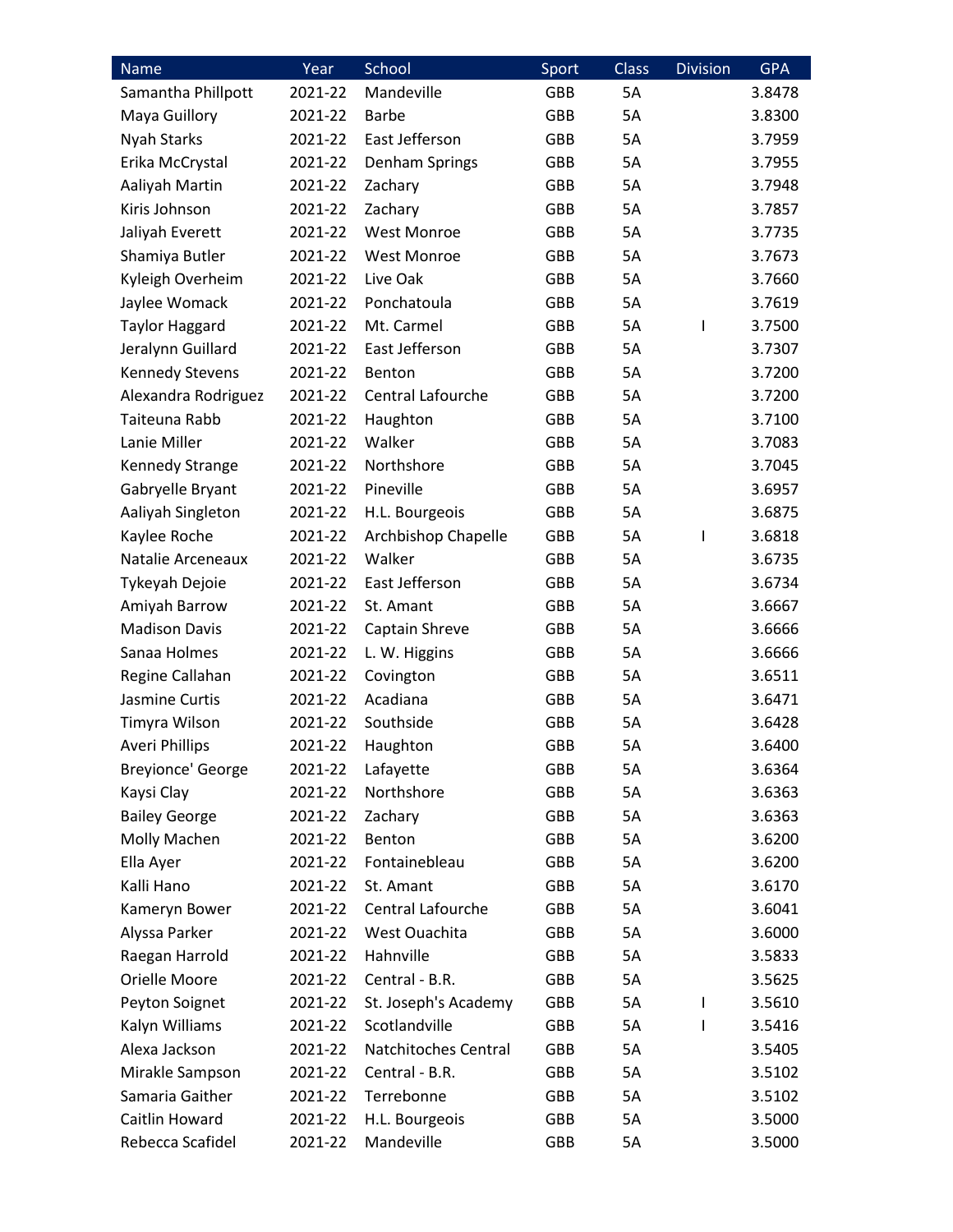| Name | Year | School | Sport | Class | Division | GPA |
| --- | --- | --- | --- | --- | --- | --- |
| Samantha Phillpott | 2021-22 | Mandeville | GBB | 5A | | 3.8478 |
| Maya Guillory | 2021-22 | Barbe | GBB | 5A | | 3.8300 |
| Nyah Starks | 2021-22 | East Jefferson | GBB | 5A | | 3.7959 |
| Erika McCrystal | 2021-22 | Denham Springs | GBB | 5A | | 3.7955 |
| Aaliyah Martin | 2021-22 | Zachary | GBB | 5A | | 3.7948 |
| Kiris Johnson | 2021-22 | Zachary | GBB | 5A | | 3.7857 |
| Jaliyah Everett | 2021-22 | West Monroe | GBB | 5A | | 3.7735 |
| Shamiya Butler | 2021-22 | West Monroe | GBB | 5A | | 3.7673 |
| Kyleigh Overheim | 2021-22 | Live Oak | GBB | 5A | | 3.7660 |
| Jaylee Womack | 2021-22 | Ponchatoula | GBB | 5A | | 3.7619 |
| Taylor Haggard | 2021-22 | Mt. Carmel | GBB | 5A | I | 3.7500 |
| Jeralynn Guillard | 2021-22 | East Jefferson | GBB | 5A | | 3.7307 |
| Kennedy Stevens | 2021-22 | Benton | GBB | 5A | | 3.7200 |
| Alexandra Rodriguez | 2021-22 | Central Lafourche | GBB | 5A | | 3.7200 |
| Taiteuna Rabb | 2021-22 | Haughton | GBB | 5A | | 3.7100 |
| Lanie Miller | 2021-22 | Walker | GBB | 5A | | 3.7083 |
| Kennedy Strange | 2021-22 | Northshore | GBB | 5A | | 3.7045 |
| Gabryelle Bryant | 2021-22 | Pineville | GBB | 5A | | 3.6957 |
| Aaliyah Singleton | 2021-22 | H.L. Bourgeois | GBB | 5A | | 3.6875 |
| Kaylee Roche | 2021-22 | Archbishop Chapelle | GBB | 5A | I | 3.6818 |
| Natalie Arceneaux | 2021-22 | Walker | GBB | 5A | | 3.6735 |
| Tykeyah Dejoie | 2021-22 | East Jefferson | GBB | 5A | | 3.6734 |
| Amiyah Barrow | 2021-22 | St. Amant | GBB | 5A | | 3.6667 |
| Madison Davis | 2021-22 | Captain Shreve | GBB | 5A | | 3.6666 |
| Sanaa Holmes | 2021-22 | L. W. Higgins | GBB | 5A | | 3.6666 |
| Regine Callahan | 2021-22 | Covington | GBB | 5A | | 3.6511 |
| Jasmine Curtis | 2021-22 | Acadiana | GBB | 5A | | 3.6471 |
| Timyra Wilson | 2021-22 | Southside | GBB | 5A | | 3.6428 |
| Averi Phillips | 2021-22 | Haughton | GBB | 5A | | 3.6400 |
| Breyionce' George | 2021-22 | Lafayette | GBB | 5A | | 3.6364 |
| Kaysi Clay | 2021-22 | Northshore | GBB | 5A | | 3.6363 |
| Bailey George | 2021-22 | Zachary | GBB | 5A | | 3.6363 |
| Molly Machen | 2021-22 | Benton | GBB | 5A | | 3.6200 |
| Ella Ayer | 2021-22 | Fontainebleau | GBB | 5A | | 3.6200 |
| Kalli Hano | 2021-22 | St. Amant | GBB | 5A | | 3.6170 |
| Kameryn Bower | 2021-22 | Central Lafourche | GBB | 5A | | 3.6041 |
| Alyssa Parker | 2021-22 | West Ouachita | GBB | 5A | | 3.6000 |
| Raegan Harrold | 2021-22 | Hahnville | GBB | 5A | | 3.5833 |
| Orielle Moore | 2021-22 | Central - B.R. | GBB | 5A | | 3.5625 |
| Peyton Soignet | 2021-22 | St. Joseph's Academy | GBB | 5A | I | 3.5610 |
| Kalyn Williams | 2021-22 | Scotlandville | GBB | 5A | I | 3.5416 |
| Alexa Jackson | 2021-22 | Natchitoches Central | GBB | 5A | | 3.5405 |
| Mirakle Sampson | 2021-22 | Central - B.R. | GBB | 5A | | 3.5102 |
| Samaria Gaither | 2021-22 | Terrebonne | GBB | 5A | | 3.5102 |
| Caitlin Howard | 2021-22 | H.L. Bourgeois | GBB | 5A | | 3.5000 |
| Rebecca Scafidel | 2021-22 | Mandeville | GBB | 5A | | 3.5000 |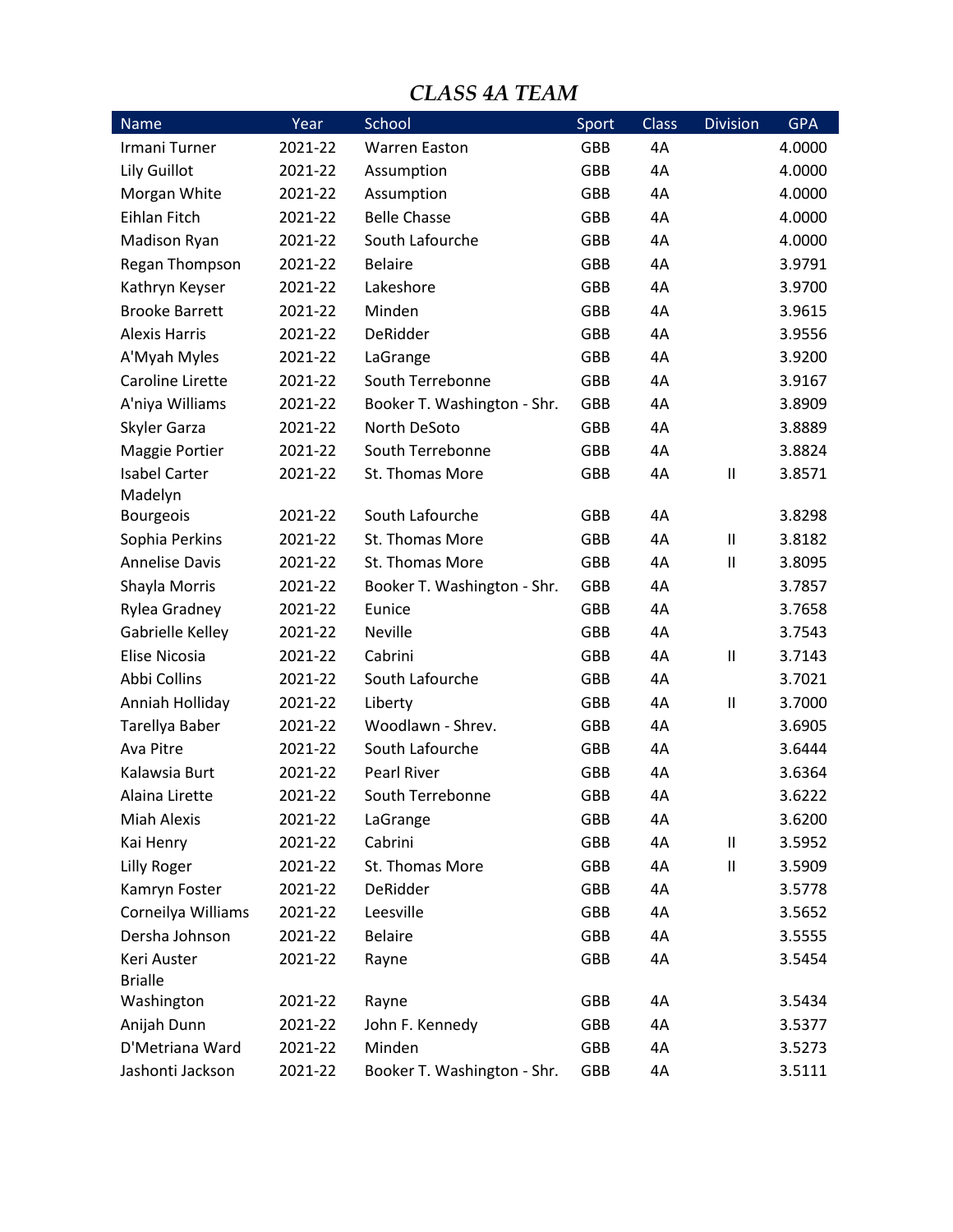# CLASS 4A TEAM

| Name | Year | School | Sport | Class | Division | GPA |
|---|---|---|---|---|---|---|
| Irmani Turner | 2021-22 | Warren Easton | GBB | 4A | | 4.0000 |
| Lily Guillot | 2021-22 | Assumption | GBB | 4A | | 4.0000 |
| Morgan White | 2021-22 | Assumption | GBB | 4A | | 4.0000 |
| Eihlan Fitch | 2021-22 | Belle Chasse | GBB | 4A | | 4.0000 |
| Madison Ryan | 2021-22 | South Lafourche | GBB | 4A | | 4.0000 |
| Regan Thompson | 2021-22 | Belaire | GBB | 4A | | 3.9791 |
| Kathryn Keyser | 2021-22 | Lakeshore | GBB | 4A | | 3.9700 |
| Brooke Barrett | 2021-22 | Minden | GBB | 4A | | 3.9615 |
| Alexis Harris | 2021-22 | DeRidder | GBB | 4A | | 3.9556 |
| A'Myah Myles | 2021-22 | LaGrange | GBB | 4A | | 3.9200 |
| Caroline Lirette | 2021-22 | South Terrebonne | GBB | 4A | | 3.9167 |
| A'niya Williams | 2021-22 | Booker T. Washington - Shr. | GBB | 4A | | 3.8909 |
| Skyler Garza | 2021-22 | North DeSoto | GBB | 4A | | 3.8889 |
| Maggie Portier | 2021-22 | South Terrebonne | GBB | 4A | | 3.8824 |
| Isabel Carter | 2021-22 | St. Thomas More | GBB | 4A | II | 3.8571 |
| Madelyn Bourgeois | 2021-22 | South Lafourche | GBB | 4A | | 3.8298 |
| Sophia Perkins | 2021-22 | St. Thomas More | GBB | 4A | II | 3.8182 |
| Annelise Davis | 2021-22 | St. Thomas More | GBB | 4A | II | 3.8095 |
| Shayla Morris | 2021-22 | Booker T. Washington - Shr. | GBB | 4A | | 3.7857 |
| Rylea Gradney | 2021-22 | Eunice | GBB | 4A | | 3.7658 |
| Gabrielle Kelley | 2021-22 | Neville | GBB | 4A | | 3.7543 |
| Elise Nicosia | 2021-22 | Cabrini | GBB | 4A | II | 3.7143 |
| Abbi Collins | 2021-22 | South Lafourche | GBB | 4A | | 3.7021 |
| Anniah Holliday | 2021-22 | Liberty | GBB | 4A | II | 3.7000 |
| Tarellya Baber | 2021-22 | Woodlawn - Shrev. | GBB | 4A | | 3.6905 |
| Ava Pitre | 2021-22 | South Lafourche | GBB | 4A | | 3.6444 |
| Kalawsia Burt | 2021-22 | Pearl River | GBB | 4A | | 3.6364 |
| Alaina Lirette | 2021-22 | South Terrebonne | GBB | 4A | | 3.6222 |
| Miah Alexis | 2021-22 | LaGrange | GBB | 4A | | 3.6200 |
| Kai Henry | 2021-22 | Cabrini | GBB | 4A | II | 3.5952 |
| Lilly Roger | 2021-22 | St. Thomas More | GBB | 4A | II | 3.5909 |
| Kamryn Foster | 2021-22 | DeRidder | GBB | 4A | | 3.5778 |
| Corneilya Williams | 2021-22 | Leesville | GBB | 4A | | 3.5652 |
| Dersha Johnson | 2021-22 | Belaire | GBB | 4A | | 3.5555 |
| Keri Auster | 2021-22 | Rayne | GBB | 4A | | 3.5454 |
| Brialle Washington | 2021-22 | Rayne | GBB | 4A | | 3.5434 |
| Anijah Dunn | 2021-22 | John F. Kennedy | GBB | 4A | | 3.5377 |
| D'Metriana Ward | 2021-22 | Minden | GBB | 4A | | 3.5273 |
| Jashonti Jackson | 2021-22 | Booker T. Washington - Shr. | GBB | 4A | | 3.5111 |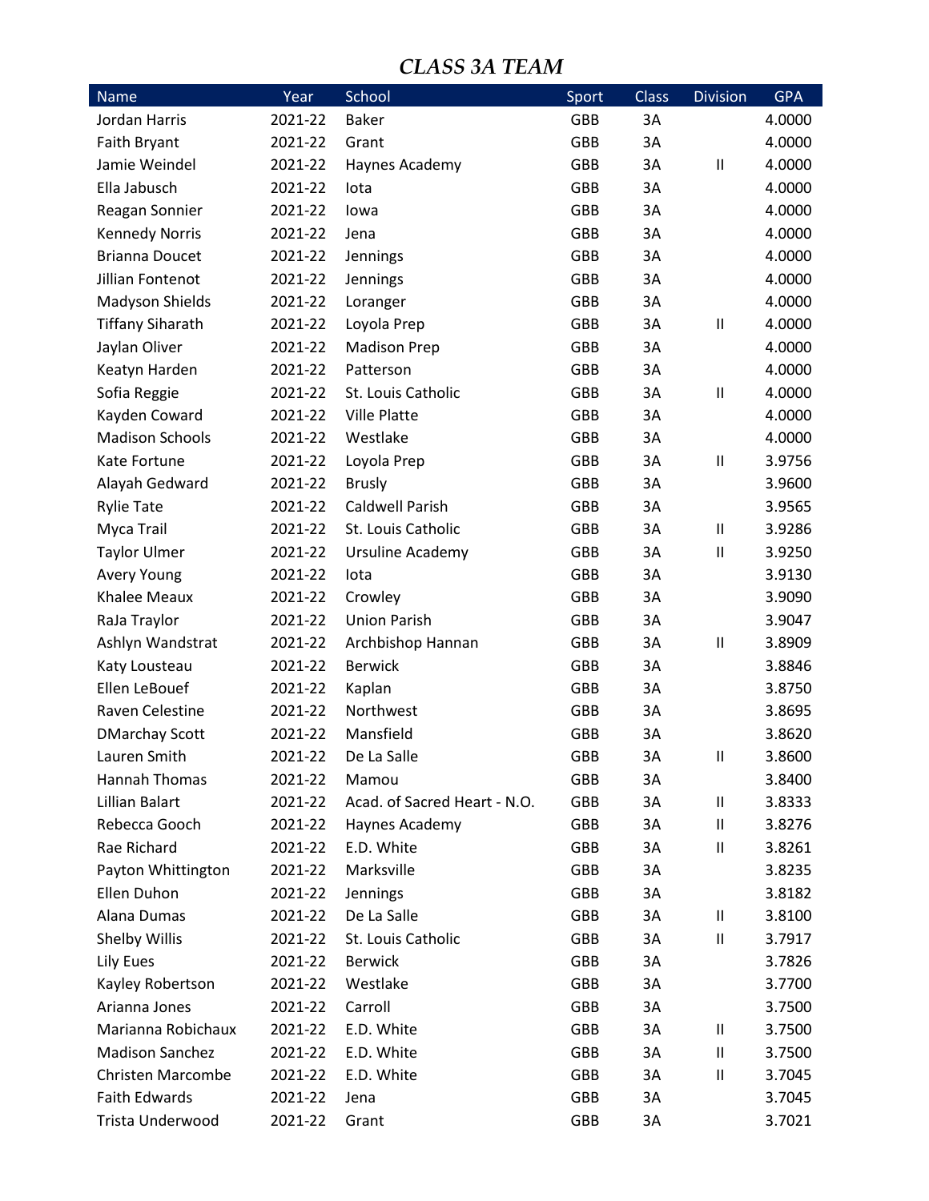## *CLASS 3A TEAM*

| Name | Year | School | Sport | Class | Division | GPA |
|---|---|---|---|---|---|---|
| Jordan Harris | 2021-22 | Baker | GBB | 3A | | 4.0000 |
| Faith Bryant | 2021-22 | Grant | GBB | 3A | | 4.0000 |
| Jamie Weindel | 2021-22 | Haynes Academy | GBB | 3A | II | 4.0000 |
| Ella Jabusch | 2021-22 | Iota | GBB | 3A | | 4.0000 |
| Reagan Sonnier | 2021-22 | Iowa | GBB | 3A | | 4.0000 |
| Kennedy Norris | 2021-22 | Jena | GBB | 3A | | 4.0000 |
| Brianna Doucet | 2021-22 | Jennings | GBB | 3A | | 4.0000 |
| Jillian Fontenot | 2021-22 | Jennings | GBB | 3A | | 4.0000 |
| Madyson Shields | 2021-22 | Loranger | GBB | 3A | | 4.0000 |
| Tiffany Siharath | 2021-22 | Loyola Prep | GBB | 3A | II | 4.0000 |
| Jaylan Oliver | 2021-22 | Madison Prep | GBB | 3A | | 4.0000 |
| Keatyn Harden | 2021-22 | Patterson | GBB | 3A | | 4.0000 |
| Sofia Reggie | 2021-22 | St. Louis Catholic | GBB | 3A | II | 4.0000 |
| Kayden Coward | 2021-22 | Ville Platte | GBB | 3A | | 4.0000 |
| Madison Schools | 2021-22 | Westlake | GBB | 3A | | 4.0000 |
| Kate Fortune | 2021-22 | Loyola Prep | GBB | 3A | II | 3.9756 |
| Alayah Gedward | 2021-22 | Brusly | GBB | 3A | | 3.9600 |
| Rylie Tate | 2021-22 | Caldwell Parish | GBB | 3A | | 3.9565 |
| Myca Trail | 2021-22 | St. Louis Catholic | GBB | 3A | II | 3.9286 |
| Taylor Ulmer | 2021-22 | Ursuline Academy | GBB | 3A | II | 3.9250 |
| Avery Young | 2021-22 | Iota | GBB | 3A | | 3.9130 |
| Khalee Meaux | 2021-22 | Crowley | GBB | 3A | | 3.9090 |
| RaJa Traylor | 2021-22 | Union Parish | GBB | 3A | | 3.9047 |
| Ashlyn Wandstrat | 2021-22 | Archbishop Hannan | GBB | 3A | II | 3.8909 |
| Katy Lousteau | 2021-22 | Berwick | GBB | 3A | | 3.8846 |
| Ellen LeBouef | 2021-22 | Kaplan | GBB | 3A | | 3.8750 |
| Raven Celestine | 2021-22 | Northwest | GBB | 3A | | 3.8695 |
| DMarchay Scott | 2021-22 | Mansfield | GBB | 3A | | 3.8620 |
| Lauren Smith | 2021-22 | De La Salle | GBB | 3A | II | 3.8600 |
| Hannah Thomas | 2021-22 | Mamou | GBB | 3A | | 3.8400 |
| Lillian Balart | 2021-22 | Acad. of Sacred Heart - N.O. | GBB | 3A | II | 3.8333 |
| Rebecca Gooch | 2021-22 | Haynes Academy | GBB | 3A | II | 3.8276 |
| Rae Richard | 2021-22 | E.D. White | GBB | 3A | II | 3.8261 |
| Payton Whittington | 2021-22 | Marksville | GBB | 3A | | 3.8235 |
| Ellen Duhon | 2021-22 | Jennings | GBB | 3A | | 3.8182 |
| Alana Dumas | 2021-22 | De La Salle | GBB | 3A | II | 3.8100 |
| Shelby Willis | 2021-22 | St. Louis Catholic | GBB | 3A | II | 3.7917 |
| Lily Eues | 2021-22 | Berwick | GBB | 3A | | 3.7826 |
| Kayley Robertson | 2021-22 | Westlake | GBB | 3A | | 3.7700 |
| Arianna Jones | 2021-22 | Carroll | GBB | 3A | | 3.7500 |
| Marianna Robichaux | 2021-22 | E.D. White | GBB | 3A | II | 3.7500 |
| Madison Sanchez | 2021-22 | E.D. White | GBB | 3A | II | 3.7500 |
| Christen Marcombe | 2021-22 | E.D. White | GBB | 3A | II | 3.7045 |
| Faith Edwards | 2021-22 | Jena | GBB | 3A | | 3.7045 |
| Trista Underwood | 2021-22 | Grant | GBB | 3A | | 3.7021 |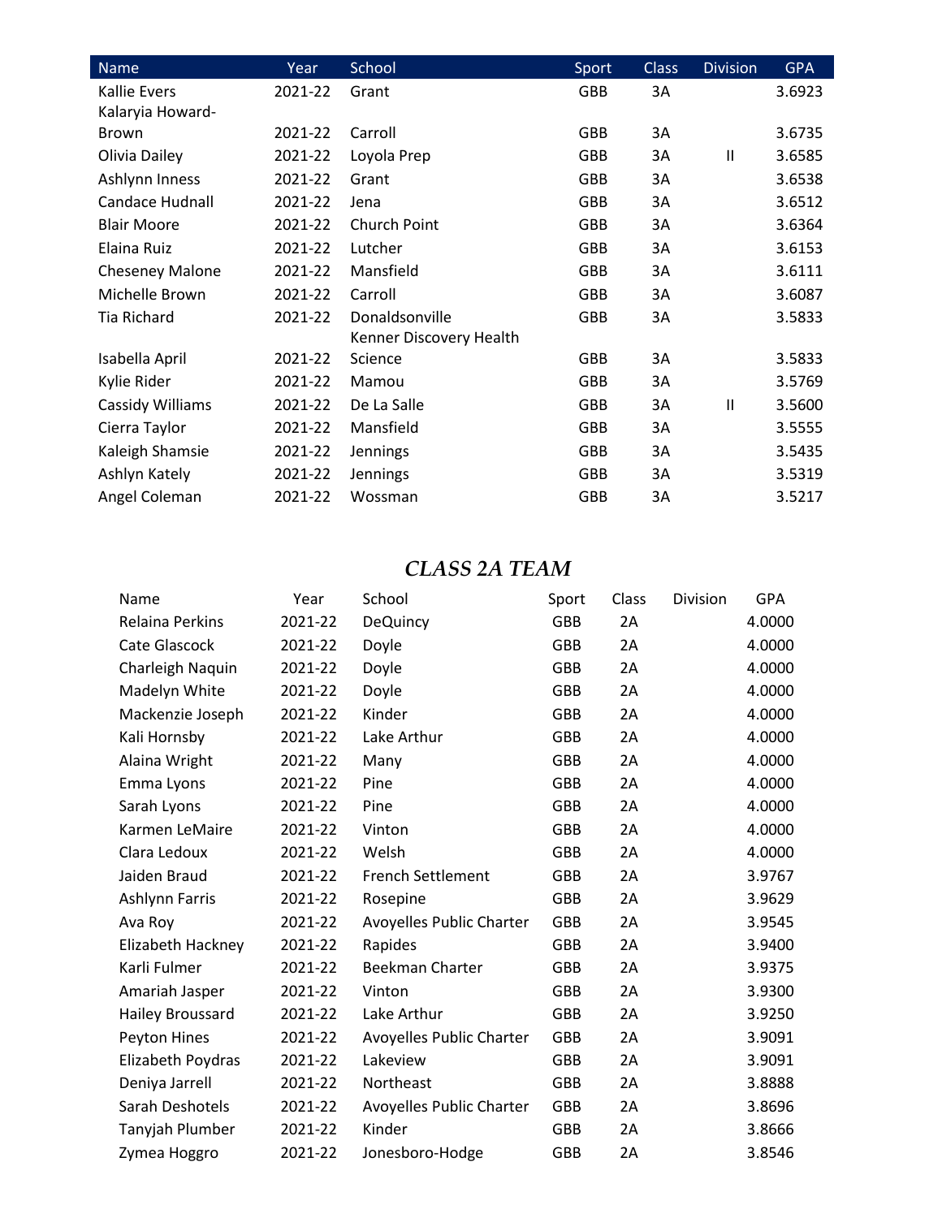| Name | Year | School | Sport | Class | Division | GPA |
|---|---|---|---|---|---|---|
| Kallie Evers | 2021-22 | Grant | GBB | 3A | | 3.6923 |
| Kalaryia Howard-Brown | 2021-22 | Carroll | GBB | 3A | | 3.6735 |
| Olivia Dailey | 2021-22 | Loyola Prep | GBB | 3A | II | 3.6585 |
| Ashlynn Inness | 2021-22 | Grant | GBB | 3A | | 3.6538 |
| Candace Hudnall | 2021-22 | Jena | GBB | 3A | | 3.6512 |
| Blair Moore | 2021-22 | Church Point | GBB | 3A | | 3.6364 |
| Elaina Ruiz | 2021-22 | Lutcher | GBB | 3A | | 3.6153 |
| Cheseney Malone | 2021-22 | Mansfield | GBB | 3A | | 3.6111 |
| Michelle Brown | 2021-22 | Carroll | GBB | 3A | | 3.6087 |
| Tia Richard | 2021-22 | Donaldsonville | GBB | 3A | | 3.5833 |
| Isabella April | 2021-22 | Kenner Discovery Health Science | GBB | 3A | | 3.5833 |
| Kylie Rider | 2021-22 | Mamou | GBB | 3A | | 3.5769 |
| Cassidy Williams | 2021-22 | De La Salle | GBB | 3A | II | 3.5600 |
| Cierra Taylor | 2021-22 | Mansfield | GBB | 3A | | 3.5555 |
| Kaleigh Shamsie | 2021-22 | Jennings | GBB | 3A | | 3.5435 |
| Ashlyn Kately | 2021-22 | Jennings | GBB | 3A | | 3.5319 |
| Angel Coleman | 2021-22 | Wossman | GBB | 3A | | 3.5217 |

## *CLASS 2A TEAM*

| Name | Year | School | Sport | Class | Division | GPA |
|---|---|---|---|---|---|---|
| Relaina Perkins | 2021-22 | DeQuincy | GBB | 2A | | 4.0000 |
| Cate Glascock | 2021-22 | Doyle | GBB | 2A | | 4.0000 |
| Charleigh Naquin | 2021-22 | Doyle | GBB | 2A | | 4.0000 |
| Madelyn White | 2021-22 | Doyle | GBB | 2A | | 4.0000 |
| Mackenzie Joseph | 2021-22 | Kinder | GBB | 2A | | 4.0000 |
| Kali Hornsby | 2021-22 | Lake Arthur | GBB | 2A | | 4.0000 |
| Alaina Wright | 2021-22 | Many | GBB | 2A | | 4.0000 |
| Emma Lyons | 2021-22 | Pine | GBB | 2A | | 4.0000 |
| Sarah Lyons | 2021-22 | Pine | GBB | 2A | | 4.0000 |
| Karmen LeMaire | 2021-22 | Vinton | GBB | 2A | | 4.0000 |
| Clara Ledoux | 2021-22 | Welsh | GBB | 2A | | 4.0000 |
| Jaiden Braud | 2021-22 | French Settlement | GBB | 2A | | 3.9767 |
| Ashlynn Farris | 2021-22 | Rosepine | GBB | 2A | | 3.9629 |
| Ava Roy | 2021-22 | Avoyelles Public Charter | GBB | 2A | | 3.9545 |
| Elizabeth Hackney | 2021-22 | Rapides | GBB | 2A | | 3.9400 |
| Karli Fulmer | 2021-22 | Beekman Charter | GBB | 2A | | 3.9375 |
| Amariah Jasper | 2021-22 | Vinton | GBB | 2A | | 3.9300 |
| Hailey Broussard | 2021-22 | Lake Arthur | GBB | 2A | | 3.9250 |
| Peyton Hines | 2021-22 | Avoyelles Public Charter | GBB | 2A | | 3.9091 |
| Elizabeth Poydras | 2021-22 | Lakeview | GBB | 2A | | 3.9091 |
| Deniya Jarrell | 2021-22 | Northeast | GBB | 2A | | 3.8888 |
| Sarah Deshotels | 2021-22 | Avoyelles Public Charter | GBB | 2A | | 3.8696 |
| Tanyjah Plumber | 2021-22 | Kinder | GBB | 2A | | 3.8666 |
| Zymea Hoggro | 2021-22 | Jonesboro-Hodge | GBB | 2A | | 3.8546 |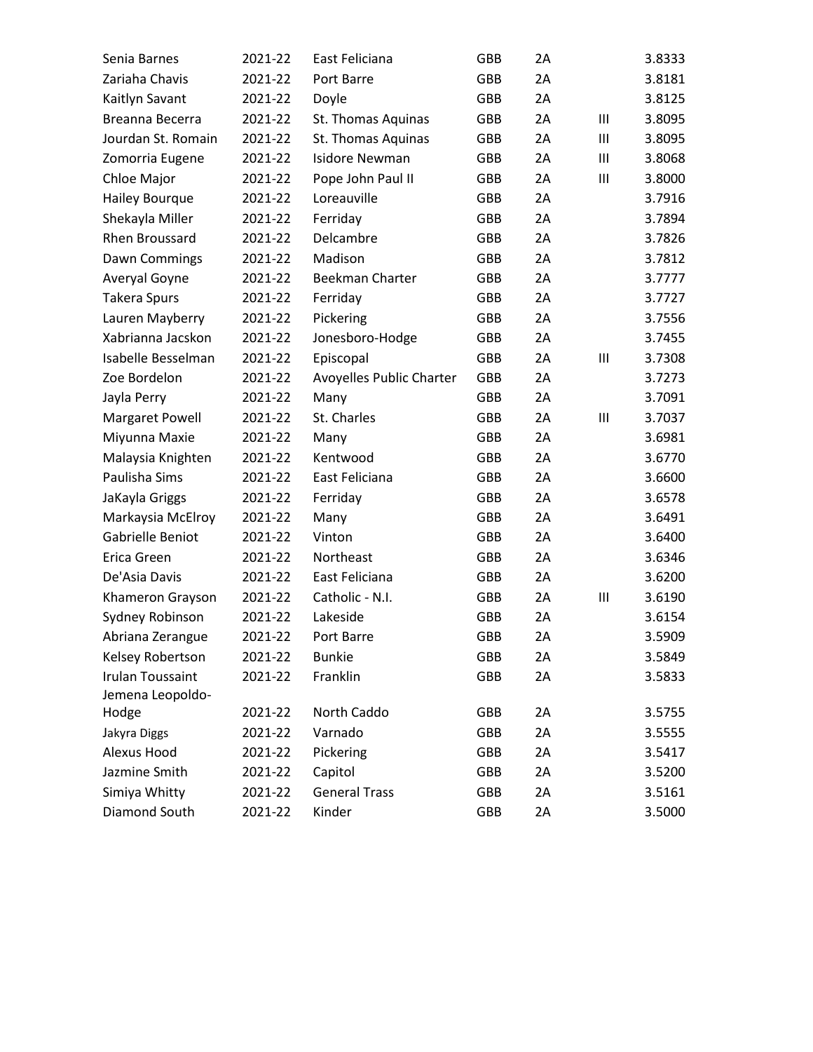| | | | | | | |
|---|---|---|---|---|---|---|
| Senia Barnes | 2021-22 | East Feliciana | GBB | 2A | | 3.8333 |
| Zariaha Chavis | 2021-22 | Port Barre | GBB | 2A | | 3.8181 |
| Kaitlyn Savant | 2021-22 | Doyle | GBB | 2A | | 3.8125 |
| Breanna Becerra | 2021-22 | St. Thomas Aquinas | GBB | 2A | III | 3.8095 |
| Jourdan St. Romain | 2021-22 | St. Thomas Aquinas | GBB | 2A | III | 3.8095 |
| Zomorria Eugene | 2021-22 | Isidore Newman | GBB | 2A | III | 3.8068 |
| Chloe Major | 2021-22 | Pope John Paul II | GBB | 2A | III | 3.8000 |
| Hailey Bourque | 2021-22 | Loreauville | GBB | 2A | | 3.7916 |
| Shekayla Miller | 2021-22 | Ferriday | GBB | 2A | | 3.7894 |
| Rhen Broussard | 2021-22 | Delcambre | GBB | 2A | | 3.7826 |
| Dawn Commings | 2021-22 | Madison | GBB | 2A | | 3.7812 |
| Averyal Goyne | 2021-22 | Beekman Charter | GBB | 2A | | 3.7777 |
| Takera Spurs | 2021-22 | Ferriday | GBB | 2A | | 3.7727 |
| Lauren Mayberry | 2021-22 | Pickering | GBB | 2A | | 3.7556 |
| Xabrianna Jacskon | 2021-22 | Jonesboro-Hodge | GBB | 2A | | 3.7455 |
| Isabelle Besselman | 2021-22 | Episcopal | GBB | 2A | III | 3.7308 |
| Zoe Bordelon | 2021-22 | Avoyelles Public Charter | GBB | 2A | | 3.7273 |
| Jayla Perry | 2021-22 | Many | GBB | 2A | | 3.7091 |
| Margaret Powell | 2021-22 | St. Charles | GBB | 2A | III | 3.7037 |
| Miyunna Maxie | 2021-22 | Many | GBB | 2A | | 3.6981 |
| Malaysia Knighten | 2021-22 | Kentwood | GBB | 2A | | 3.6770 |
| Paulisha Sims | 2021-22 | East Feliciana | GBB | 2A | | 3.6600 |
| JaKayla Griggs | 2021-22 | Ferriday | GBB | 2A | | 3.6578 |
| Markaysia McElroy | 2021-22 | Many | GBB | 2A | | 3.6491 |
| Gabrielle Beniot | 2021-22 | Vinton | GBB | 2A | | 3.6400 |
| Erica Green | 2021-22 | Northeast | GBB | 2A | | 3.6346 |
| De'Asia Davis | 2021-22 | East Feliciana | GBB | 2A | | 3.6200 |
| Khameron Grayson | 2021-22 | Catholic - N.I. | GBB | 2A | III | 3.6190 |
| Sydney Robinson | 2021-22 | Lakeside | GBB | 2A | | 3.6154 |
| Abriana Zerangue | 2021-22 | Port Barre | GBB | 2A | | 3.5909 |
| Kelsey Robertson | 2021-22 | Bunkie | GBB | 2A | | 3.5849 |
| Irulan Toussaint | 2021-22 | Franklin | GBB | 2A | | 3.5833 |
| Jemena Leopoldo-Hodge | 2021-22 | North Caddo | GBB | 2A | | 3.5755 |
| Jakyra Diggs | 2021-22 | Varnado | GBB | 2A | | 3.5555 |
| Alexus Hood | 2021-22 | Pickering | GBB | 2A | | 3.5417 |
| Jazmine Smith | 2021-22 | Capitol | GBB | 2A | | 3.5200 |
| Simiya Whitty | 2021-22 | General Trass | GBB | 2A | | 3.5161 |
| Diamond South | 2021-22 | Kinder | GBB | 2A | | 3.5000 |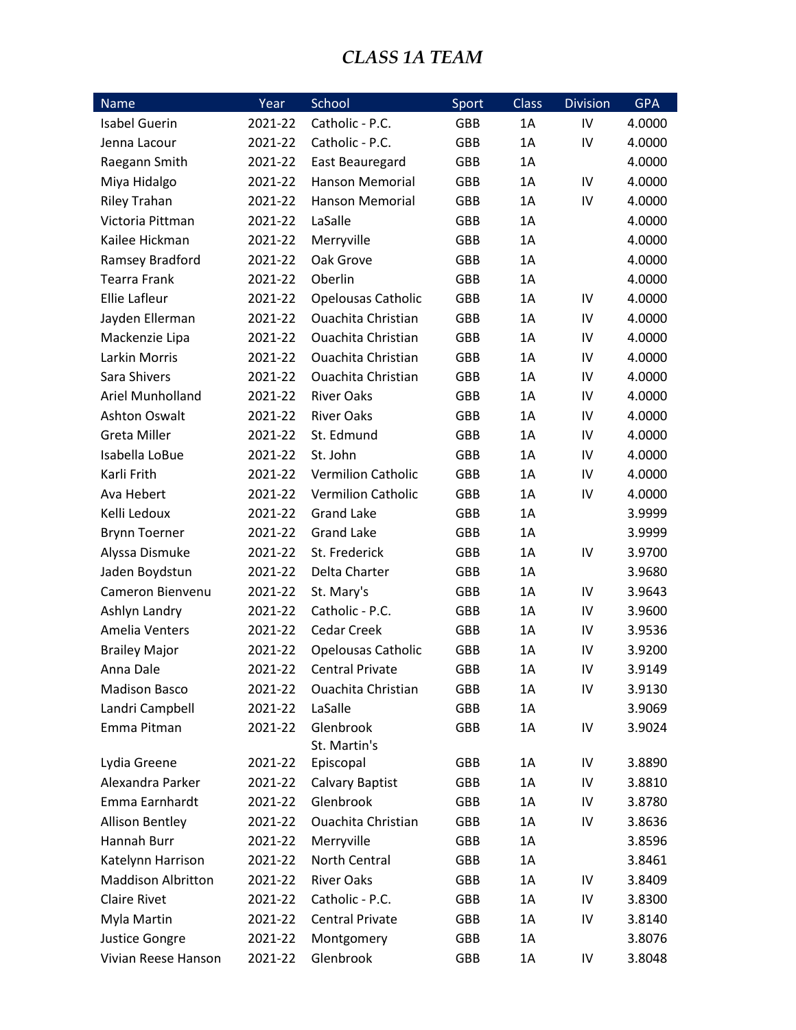# *CLASS 1A TEAM*

| Name | Year | School | Sport | Class | Division | GPA |
|---|---|---|---|---|---|---|
| Isabel Guerin | 2021-22 | Catholic - P.C. | GBB | 1A | IV | 4.0000 |
| Jenna Lacour | 2021-22 | Catholic - P.C. | GBB | 1A | IV | 4.0000 |
| Raegann Smith | 2021-22 | East Beauregard | GBB | 1A | | 4.0000 |
| Miya Hidalgo | 2021-22 | Hanson Memorial | GBB | 1A | IV | 4.0000 |
| Riley Trahan | 2021-22 | Hanson Memorial | GBB | 1A | IV | 4.0000 |
| Victoria Pittman | 2021-22 | LaSalle | GBB | 1A | | 4.0000 |
| Kailee Hickman | 2021-22 | Merryville | GBB | 1A | | 4.0000 |
| Ramsey Bradford | 2021-22 | Oak Grove | GBB | 1A | | 4.0000 |
| Tearra Frank | 2021-22 | Oberlin | GBB | 1A | | 4.0000 |
| Ellie Lafleur | 2021-22 | Opelousas Catholic | GBB | 1A | IV | 4.0000 |
| Jayden Ellerman | 2021-22 | Ouachita Christian | GBB | 1A | IV | 4.0000 |
| Mackenzie Lipa | 2021-22 | Ouachita Christian | GBB | 1A | IV | 4.0000 |
| Larkin Morris | 2021-22 | Ouachita Christian | GBB | 1A | IV | 4.0000 |
| Sara Shivers | 2021-22 | Ouachita Christian | GBB | 1A | IV | 4.0000 |
| Ariel Munholland | 2021-22 | River Oaks | GBB | 1A | IV | 4.0000 |
| Ashton Oswalt | 2021-22 | River Oaks | GBB | 1A | IV | 4.0000 |
| Greta Miller | 2021-22 | St. Edmund | GBB | 1A | IV | 4.0000 |
| Isabella LoBue | 2021-22 | St. John | GBB | 1A | IV | 4.0000 |
| Karli Frith | 2021-22 | Vermilion Catholic | GBB | 1A | IV | 4.0000 |
| Ava Hebert | 2021-22 | Vermilion Catholic | GBB | 1A | IV | 4.0000 |
| Kelli Ledoux | 2021-22 | Grand Lake | GBB | 1A | | 3.9999 |
| Brynn Toerner | 2021-22 | Grand Lake | GBB | 1A | | 3.9999 |
| Alyssa Dismuke | 2021-22 | St. Frederick | GBB | 1A | IV | 3.9700 |
| Jaden Boydstun | 2021-22 | Delta Charter | GBB | 1A | | 3.9680 |
| Cameron Bienvenu | 2021-22 | St. Mary's | GBB | 1A | IV | 3.9643 |
| Ashlyn Landry | 2021-22 | Catholic - P.C. | GBB | 1A | IV | 3.9600 |
| Amelia Venters | 2021-22 | Cedar Creek | GBB | 1A | IV | 3.9536 |
| Brailey Major | 2021-22 | Opelousas Catholic | GBB | 1A | IV | 3.9200 |
| Anna Dale | 2021-22 | Central Private | GBB | 1A | IV | 3.9149 |
| Madison Basco | 2021-22 | Ouachita Christian | GBB | 1A | IV | 3.9130 |
| Landri Campbell | 2021-22 | LaSalle | GBB | 1A | | 3.9069 |
| Emma Pitman | 2021-22 | Glenbrook | GBB | 1A | IV | 3.9024 |
| Lydia Greene | 2021-22 | St. Martin's Episcopal | GBB | 1A | IV | 3.8890 |
| Alexandra Parker | 2021-22 | Calvary Baptist | GBB | 1A | IV | 3.8810 |
| Emma Earnhardt | 2021-22 | Glenbrook | GBB | 1A | IV | 3.8780 |
| Allison Bentley | 2021-22 | Ouachita Christian | GBB | 1A | IV | 3.8636 |
| Hannah Burr | 2021-22 | Merryville | GBB | 1A | | 3.8596 |
| Katelynn Harrison | 2021-22 | North Central | GBB | 1A | | 3.8461 |
| Maddison Albritton | 2021-22 | River Oaks | GBB | 1A | IV | 3.8409 |
| Claire Rivet | 2021-22 | Catholic - P.C. | GBB | 1A | IV | 3.8300 |
| Myla Martin | 2021-22 | Central Private | GBB | 1A | IV | 3.8140 |
| Justice Gongre | 2021-22 | Montgomery | GBB | 1A | | 3.8076 |
| Vivian Reese Hanson | 2021-22 | Glenbrook | GBB | 1A | IV | 3.8048 |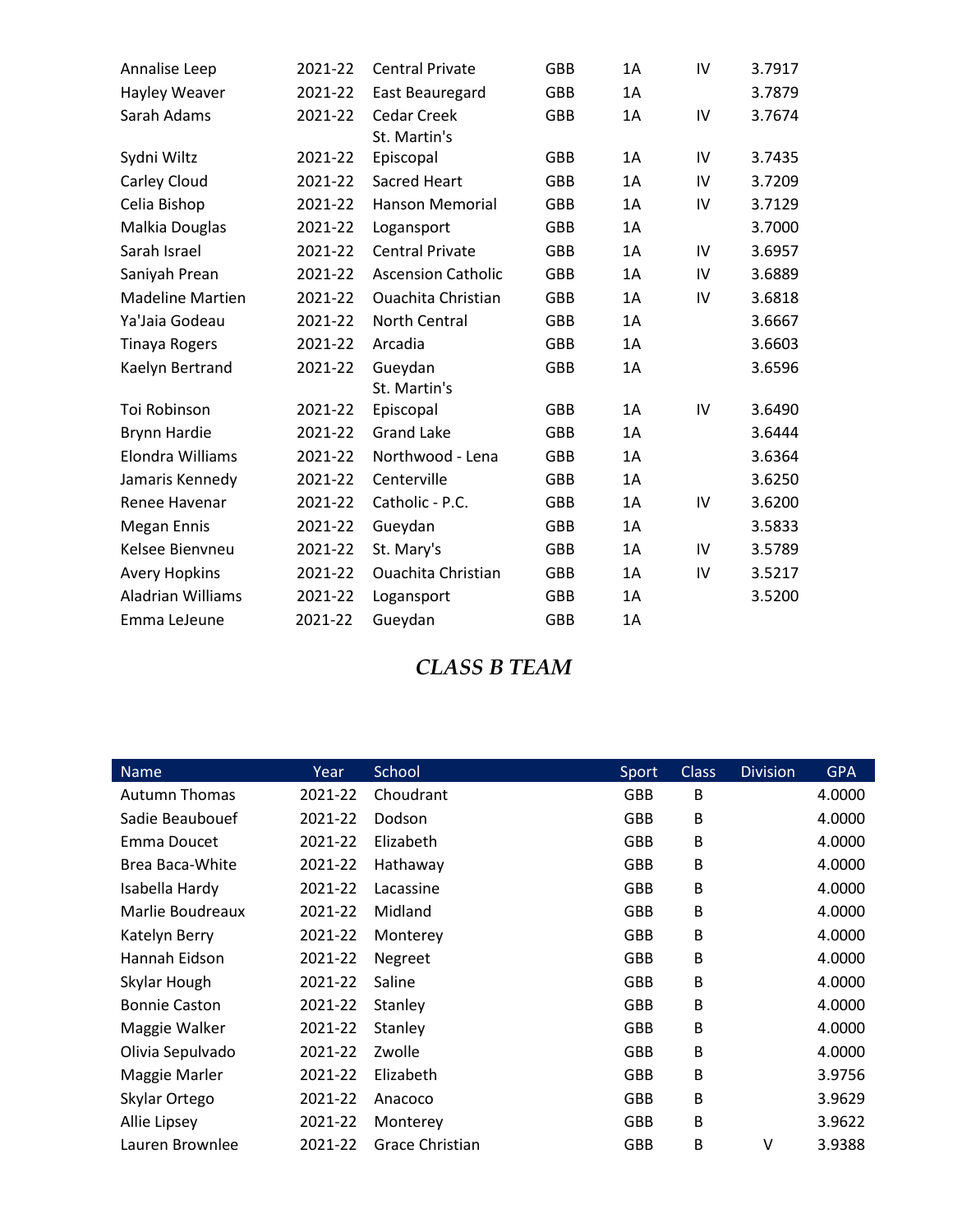| | | | | | | |
|---|---|---|---|---|---|---|
| Annalise Leep | 2021-22 | Central Private | GBB | 1A | IV | 3.7917 |
| Hayley Weaver | 2021-22 | East Beauregard | GBB | 1A | | 3.7879 |
| Sarah Adams | 2021-22 | Cedar Creek | GBB | 1A | IV | 3.7674 |
| Sydni Wiltz | 2021-22 | St. Martin's Episcopal | GBB | 1A | IV | 3.7435 |
| Carley Cloud | 2021-22 | Sacred Heart | GBB | 1A | IV | 3.7209 |
| Celia Bishop | 2021-22 | Hanson Memorial | GBB | 1A | IV | 3.7129 |
| Malkia Douglas | 2021-22 | Logansport | GBB | 1A | | 3.7000 |
| Sarah Israel | 2021-22 | Central Private | GBB | 1A | IV | 3.6957 |
| Saniyah Prean | 2021-22 | Ascension Catholic | GBB | 1A | IV | 3.6889 |
| Madeline Martien | 2021-22 | Ouachita Christian | GBB | 1A | IV | 3.6818 |
| Ya'Jaia Godeau | 2021-22 | North Central | GBB | 1A | | 3.6667 |
| Tinaya Rogers | 2021-22 | Arcadia | GBB | 1A | | 3.6603 |
| Kaelyn Bertrand | 2021-22 | Gueydan | GBB | 1A | | 3.6596 |
| Toi Robinson | 2021-22 | St. Martin's Episcopal | GBB | 1A | IV | 3.6490 |
| Brynn Hardie | 2021-22 | Grand Lake | GBB | 1A | | 3.6444 |
| Elondra Williams | 2021-22 | Northwood - Lena | GBB | 1A | | 3.6364 |
| Jamaris Kennedy | 2021-22 | Centerville | GBB | 1A | | 3.6250 |
| Renee Havenar | 2021-22 | Catholic - P.C. | GBB | 1A | IV | 3.6200 |
| Megan Ennis | 2021-22 | Gueydan | GBB | 1A | | 3.5833 |
| Kelsee Bienvneu | 2021-22 | St. Mary's | GBB | 1A | IV | 3.5789 |
| Avery Hopkins | 2021-22 | Ouachita Christian | GBB | 1A | IV | 3.5217 |
| Aladrian Williams | 2021-22 | Logansport | GBB | 1A | | 3.5200 |
| Emma LeJeune | 2021-22 | Gueydan | GBB | 1A | | |

## *CLASS B TEAM*

| Name | Year | School | Sport | Class | Division | GPA |
|---|---|---|---|---|---|---|
| Autumn Thomas | 2021-22 | Choudrant | GBB | B | | 4.0000 |
| Sadie Beaubouef | 2021-22 | Dodson | GBB | B | | 4.0000 |
| Emma Doucet | 2021-22 | Elizabeth | GBB | B | | 4.0000 |
| Brea Baca-White | 2021-22 | Hathaway | GBB | B | | 4.0000 |
| Isabella Hardy | 2021-22 | Lacassine | GBB | B | | 4.0000 |
| Marlie Boudreaux | 2021-22 | Midland | GBB | B | | 4.0000 |
| Katelyn Berry | 2021-22 | Monterey | GBB | B | | 4.0000 |
| Hannah Eidson | 2021-22 | Negreet | GBB | B | | 4.0000 |
| Skylar Hough | 2021-22 | Saline | GBB | B | | 4.0000 |
| Bonnie Caston | 2021-22 | Stanley | GBB | B | | 4.0000 |
| Maggie Walker | 2021-22 | Stanley | GBB | B | | 4.0000 |
| Olivia Sepulvado | 2021-22 | Zwolle | GBB | B | | 4.0000 |
| Maggie Marler | 2021-22 | Elizabeth | GBB | B | | 3.9756 |
| Skylar Ortego | 2021-22 | Anacoco | GBB | B | | 3.9629 |
| Allie Lipsey | 2021-22 | Monterey | GBB | B | | 3.9622 |
| Lauren Brownlee | 2021-22 | Grace Christian | GBB | B | V | 3.9388 |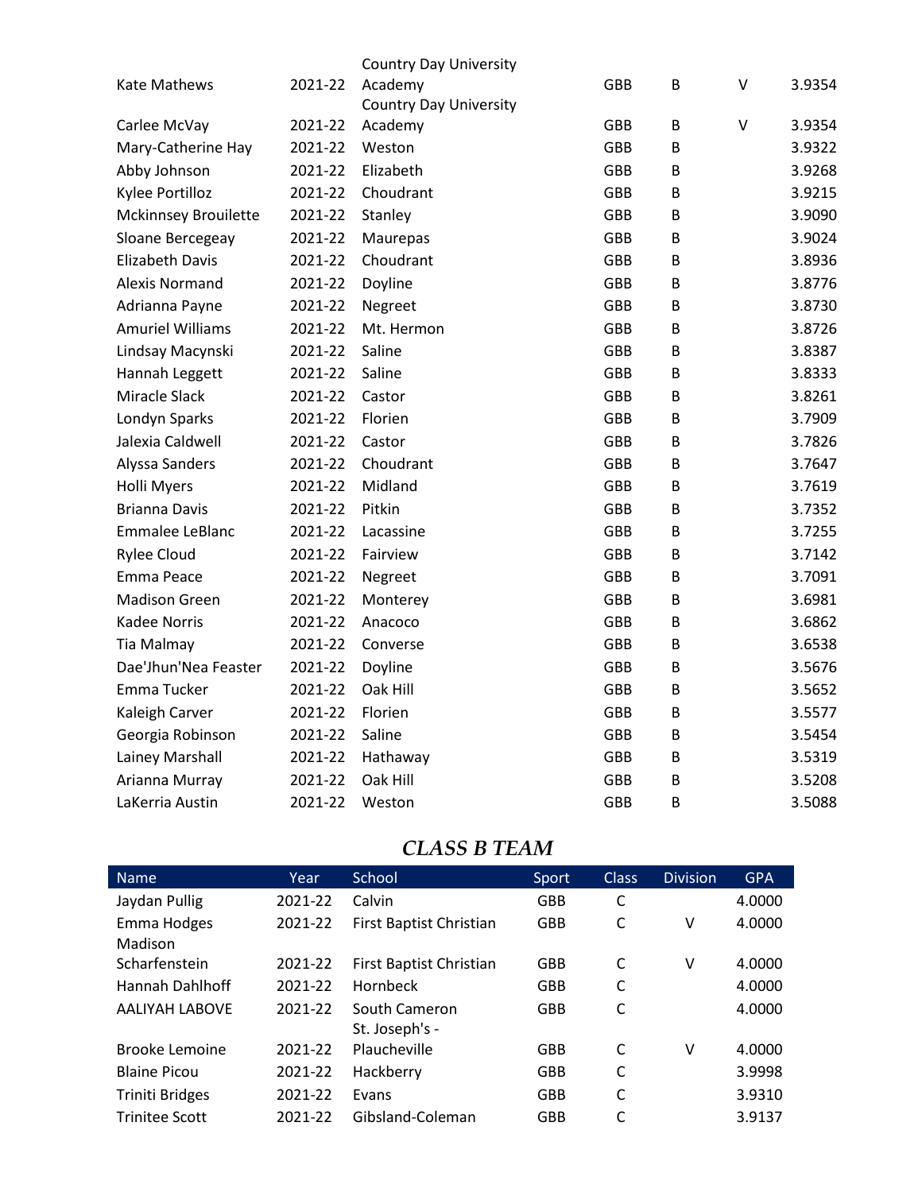| Name | Year | School | Sport | Class | Division | GPA |
|---|---|---|---|---|---|---|
| Kate Mathews | 2021-22 | Country Day University Academy | GBB | B | V | 3.9354 |
| Carlee McVay | 2021-22 | Country Day University Academy | GBB | B | V | 3.9354 |
| Mary-Catherine Hay | 2021-22 | Weston | GBB | B | | 3.9322 |
| Abby Johnson | 2021-22 | Elizabeth | GBB | B | | 3.9268 |
| Kylee Portilloz | 2021-22 | Choudrant | GBB | B | | 3.9215 |
| Mckinnsey Brouilette | 2021-22 | Stanley | GBB | B | | 3.9090 |
| Sloane Bercegeay | 2021-22 | Maurepas | GBB | B | | 3.9024 |
| Elizabeth Davis | 2021-22 | Choudrant | GBB | B | | 3.8936 |
| Alexis Normand | 2021-22 | Doyline | GBB | B | | 3.8776 |
| Adrianna Payne | 2021-22 | Negreet | GBB | B | | 3.8730 |
| Amuriel Williams | 2021-22 | Mt. Hermon | GBB | B | | 3.8726 |
| Lindsay Macynski | 2021-22 | Saline | GBB | B | | 3.8387 |
| Hannah Leggett | 2021-22 | Saline | GBB | B | | 3.8333 |
| Miracle Slack | 2021-22 | Castor | GBB | B | | 3.8261 |
| Londyn Sparks | 2021-22 | Florien | GBB | B | | 3.7909 |
| Jalexia Caldwell | 2021-22 | Castor | GBB | B | | 3.7826 |
| Alyssa Sanders | 2021-22 | Choudrant | GBB | B | | 3.7647 |
| Holli Myers | 2021-22 | Midland | GBB | B | | 3.7619 |
| Brianna Davis | 2021-22 | Pitkin | GBB | B | | 3.7352 |
| Emmalee LeBlanc | 2021-22 | Lacassine | GBB | B | | 3.7255 |
| Rylee Cloud | 2021-22 | Fairview | GBB | B | | 3.7142 |
| Emma Peace | 2021-22 | Negreet | GBB | B | | 3.7091 |
| Madison Green | 2021-22 | Monterey | GBB | B | | 3.6981 |
| Kadee Norris | 2021-22 | Anacoco | GBB | B | | 3.6862 |
| Tia Malmay | 2021-22 | Converse | GBB | B | | 3.6538 |
| Dae'Jhun'Nea Feaster | 2021-22 | Doyline | GBB | B | | 3.5676 |
| Emma Tucker | 2021-22 | Oak Hill | GBB | B | | 3.5652 |
| Kaleigh Carver | 2021-22 | Florien | GBB | B | | 3.5577 |
| Georgia Robinson | 2021-22 | Saline | GBB | B | | 3.5454 |
| Lainey Marshall | 2021-22 | Hathaway | GBB | B | | 3.5319 |
| Arianna Murray | 2021-22 | Oak Hill | GBB | B | | 3.5208 |
| LaKerria Austin | 2021-22 | Weston | GBB | B | | 3.5088 |

## *CLASS B TEAM*

| Name | Year | School | Sport | Class | Division | GPA |
|---|---|---|---|---|---|---|
| Jaydan Pullig | 2021-22 | Calvin | GBB | C | | 4.0000 |
| Emma Hodges | 2021-22 | First Baptist Christian | GBB | C | V | 4.0000 |
| Madison Scharfenstein | 2021-22 | First Baptist Christian | GBB | C | V | 4.0000 |
| Hannah Dahlhoff | 2021-22 | Hornbeck | GBB | C | | 4.0000 |
| AALIYAH LABOVE | 2021-22 | South Cameron | GBB | C | | 4.0000 |
| Brooke Lemoine | 2021-22 | St. Joseph's - Plaucheville | GBB | C | V | 4.0000 |
| Blaine Picou | 2021-22 | Hackberry | GBB | C | | 3.9998 |
| Triniti Bridges | 2021-22 | Evans | GBB | C | | 3.9310 |
| Trinitee Scott | 2021-22 | Gibsland-Coleman | GBB | C | | 3.9137 |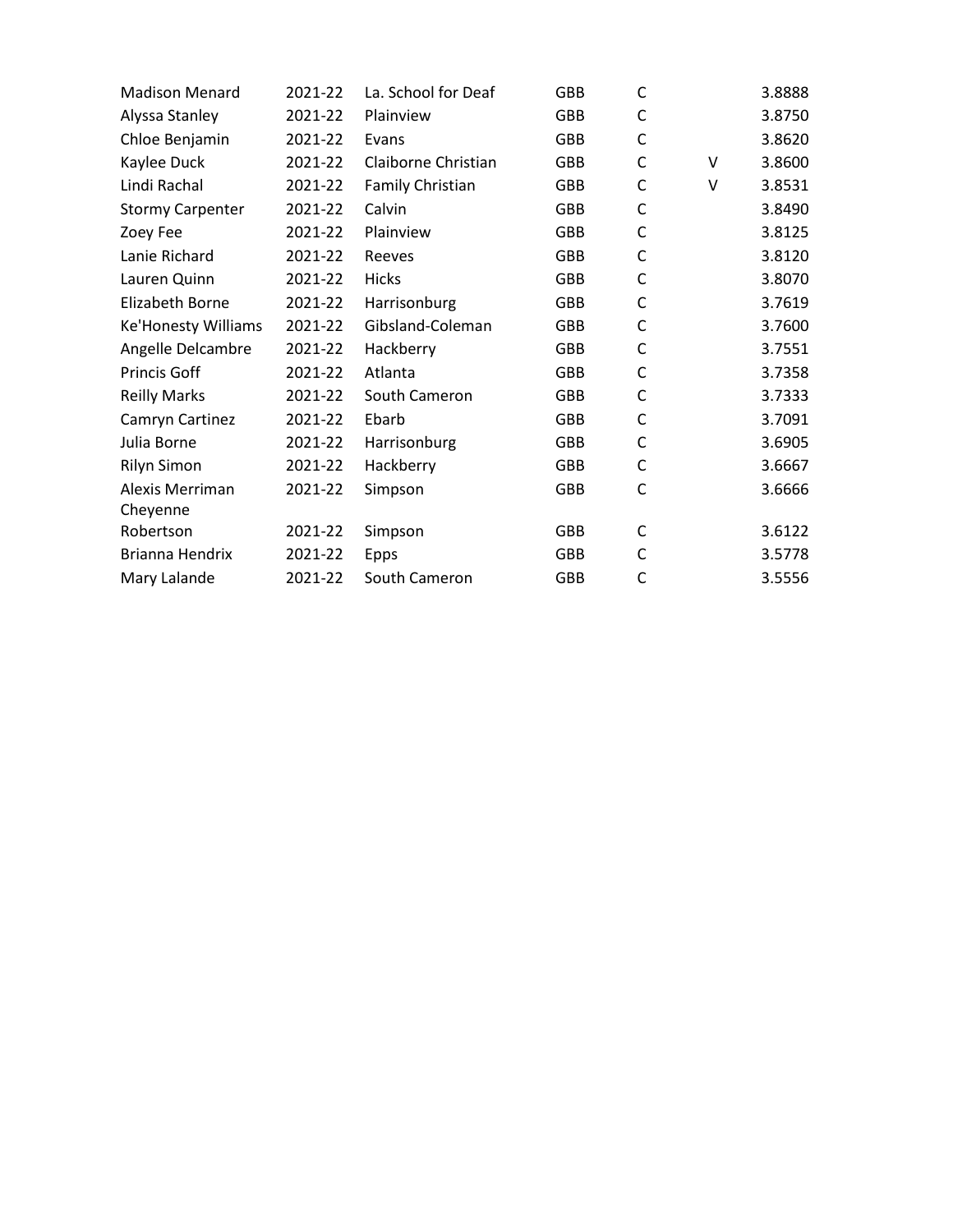| | | | | | | |
|---|---|---|---|---|---|---|
| Madison Menard | 2021-22 | La. School for Deaf | GBB | C | | 3.8888 |
| Alyssa Stanley | 2021-22 | Plainview | GBB | C | | 3.8750 |
| Chloe Benjamin | 2021-22 | Evans | GBB | C | | 3.8620 |
| Kaylee Duck | 2021-22 | Claiborne Christian | GBB | C | V | 3.8600 |
| Lindi Rachal | 2021-22 | Family Christian | GBB | C | V | 3.8531 |
| Stormy Carpenter | 2021-22 | Calvin | GBB | C | | 3.8490 |
| Zoey Fee | 2021-22 | Plainview | GBB | C | | 3.8125 |
| Lanie Richard | 2021-22 | Reeves | GBB | C | | 3.8120 |
| Lauren Quinn | 2021-22 | Hicks | GBB | C | | 3.8070 |
| Elizabeth Borne | 2021-22 | Harrisonburg | GBB | C | | 3.7619 |
| Ke'Honesty Williams | 2021-22 | Gibsland-Coleman | GBB | C | | 3.7600 |
| Angelle Delcambre | 2021-22 | Hackberry | GBB | C | | 3.7551 |
| Princis Goff | 2021-22 | Atlanta | GBB | C | | 3.7358 |
| Reilly Marks | 2021-22 | South Cameron | GBB | C | | 3.7333 |
| Camryn Cartinez | 2021-22 | Ebarb | GBB | C | | 3.7091 |
| Julia Borne | 2021-22 | Harrisonburg | GBB | C | | 3.6905 |
| Rilyn Simon | 2021-22 | Hackberry | GBB | C | | 3.6667 |
| Alexis Merriman | 2021-22 | Simpson | GBB | C | | 3.6666 |
| Cheyenne Robertson | 2021-22 | Simpson | GBB | C | | 3.6122 |
| Brianna Hendrix | 2021-22 | Epps | GBB | C | | 3.5778 |
| Mary Lalande | 2021-22 | South Cameron | GBB | C | | 3.5556 |